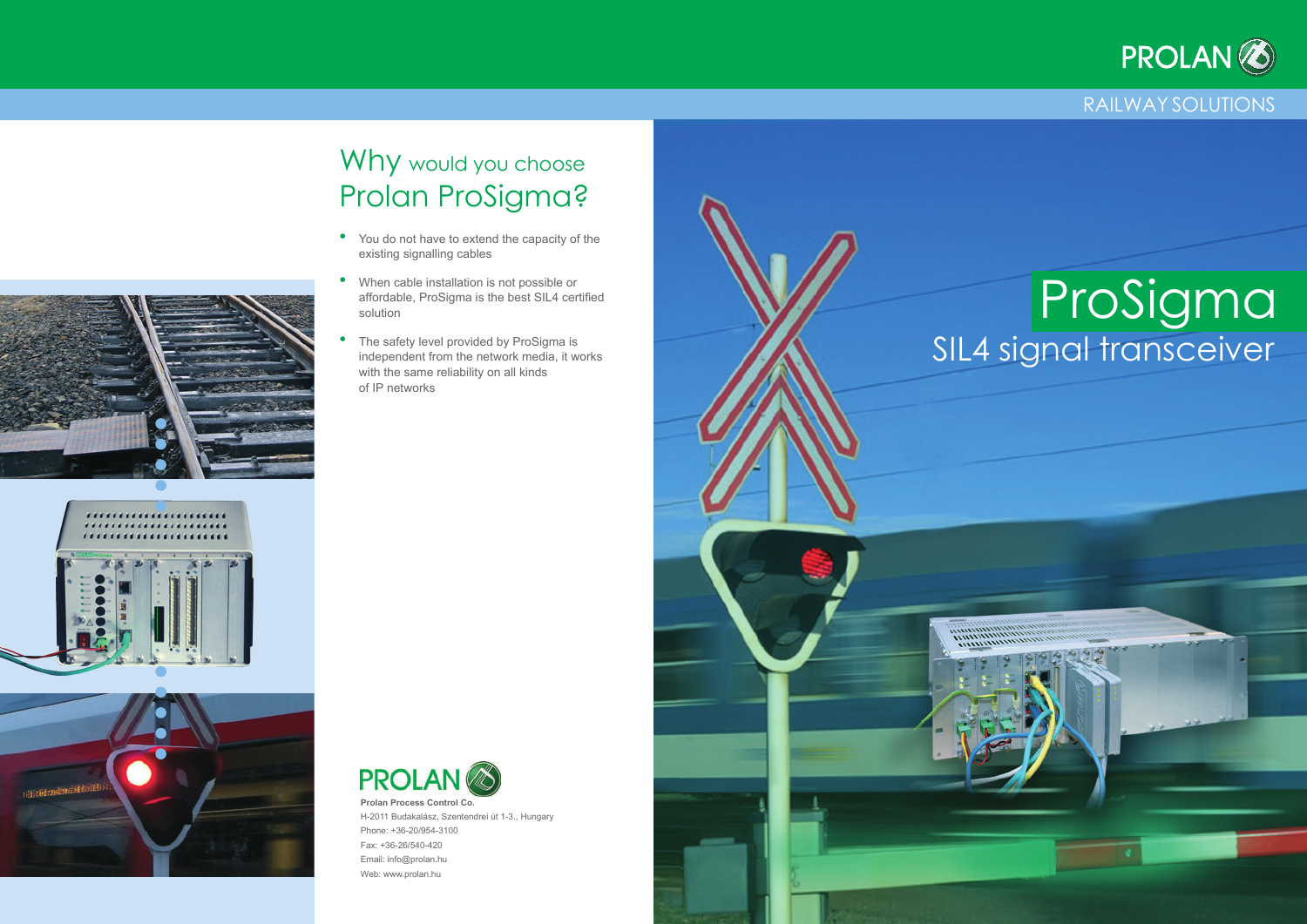PROLAN

RAILWAY SOLUTIONS

## Why would you choose Prolan ProSigma?

- You do not have to extend the capacity of the existing signalling cables
- When cable installation is not possible or affordable, ProSigma is the best SIL4 certified solution
- The safety level provided by ProSigma is independent from the network media, it works with the same reliability on all kinds of IP networks

PROLAN

**Prolan Process Control Co.**

H-2011 Budakalász, Szentendrei út 1-3., Hungary

Phone: +36-20/954-3100

Fax: +36-26/540-420

Email: info@prolan.hu

Web: www.prolan.hu

# ProSigma

## SIL4 signal transceiver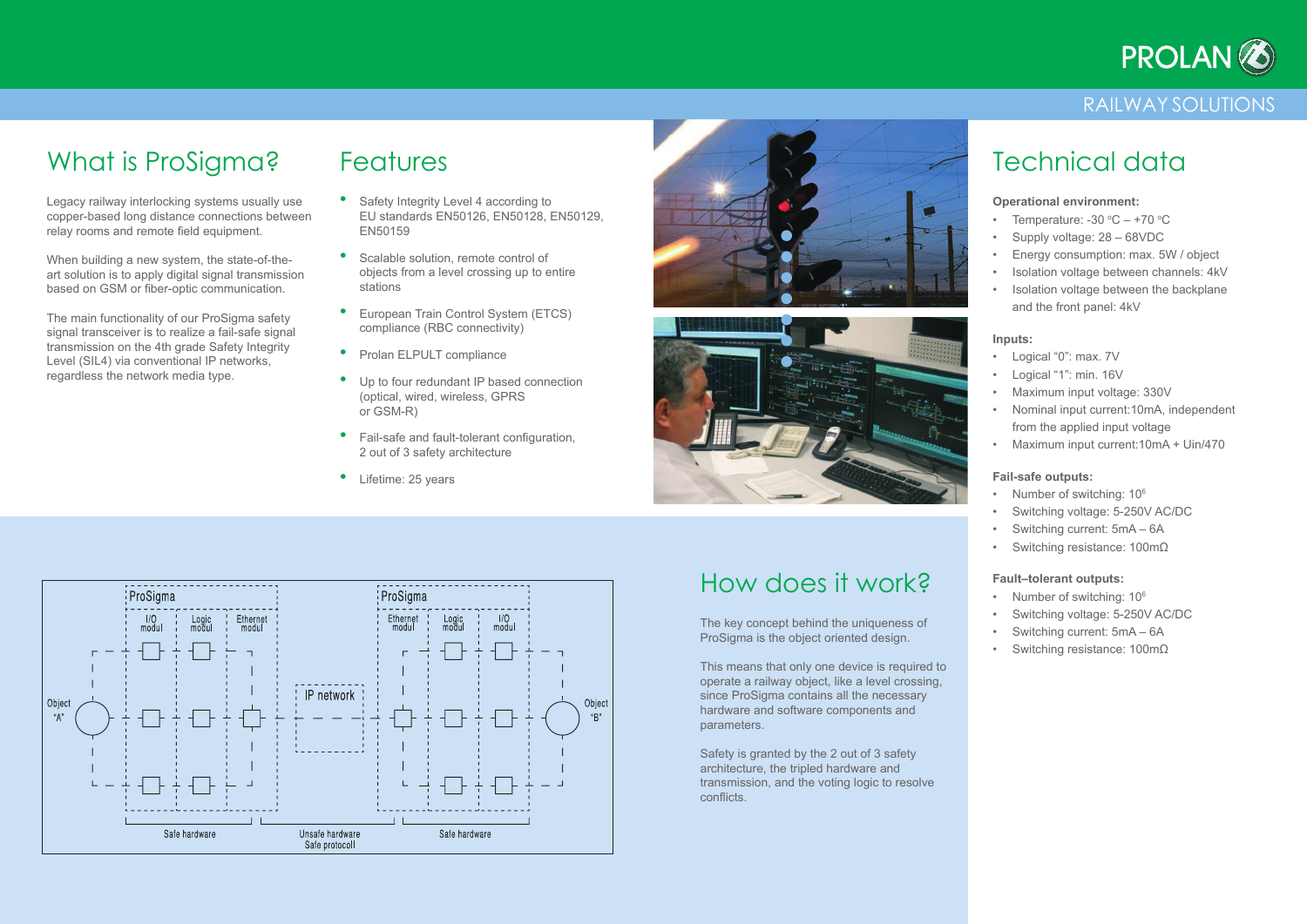PROLAN

RAILWAY SOLUTIONS

## What is ProSigma?

Legacy railway interlocking systems usually use copper-based long distance connections between relay rooms and remote field equipment.

When building a new system, the state-of-the-art solution is to apply digital signal transmission based on GSM or fiber-optic communication.

The main functionality of our ProSigma safety signal transceiver is to realize a fail-safe signal transmission on the 4th grade Safety Integrity Level (SIL4) via conventional IP networks, regardless the network media type.

## Features

- Safety Integrity Level 4 according to EU standards EN50126, EN50128, EN50129, EN50159
- Scalable solution, remote control of objects from a level crossing up to entire stations
- European Train Control System (ETCS) compliance (RBC connectivity)
- Prolan ELPULT compliance
- Up to four redundant IP based connection (optical, wired, wireless, GPRS or GSM-R)
- Fail-safe and fault-tolerant configuration, 2 out of 3 safety architecture
- Lifetime: 25 years

ProSigma
I/O modul
Logic modul
Ethernet modul
Object "A"
IP network
ProSigma
Ethernet modul
Logic modul
I/O modul
Object "B"
Safe hardware
Unsafe hardware
Safe protocoll
Safe hardware

## How does it work?

The key concept behind the uniqueness of ProSigma is the object oriented design.

This means that only one device is required to operate a railway object, like a level crossing, since ProSigma contains all the necessary hardware and software components and parameters.

Safety is granted by the 2 out of 3 safety architecture, the tripled hardware and transmission, and the voting logic to resolve conflicts.

## Technical data

**Operational environment:**

- Temperature: -30 °C – +70 °C
- Supply voltage: 28 – 68VDC
- Energy consumption: max. 5W / object
- Isolation voltage between channels: 4kV
- Isolation voltage between the backplane and the front panel: 4kV

**Inputs:**

- Logical "0": max. 7V
- Logical "1": min. 16V
- Maximum input voltage: 330V
- Nominal input current:10mA, independent from the applied input voltage
- Maximum input current:10mA + Uin/470

**Fail-safe outputs:**

- Number of switching: $10^6$
- Switching voltage: 5-250V AC/DC
- Switching current: 5mA – 6A
- Switching resistance: 100mΩ

**Fault–tolerant outputs:**

- Number of switching: $10^6$
- Switching voltage: 5-250V AC/DC
- Switching current: 5mA – 6A
- Switching resistance: 100mΩ